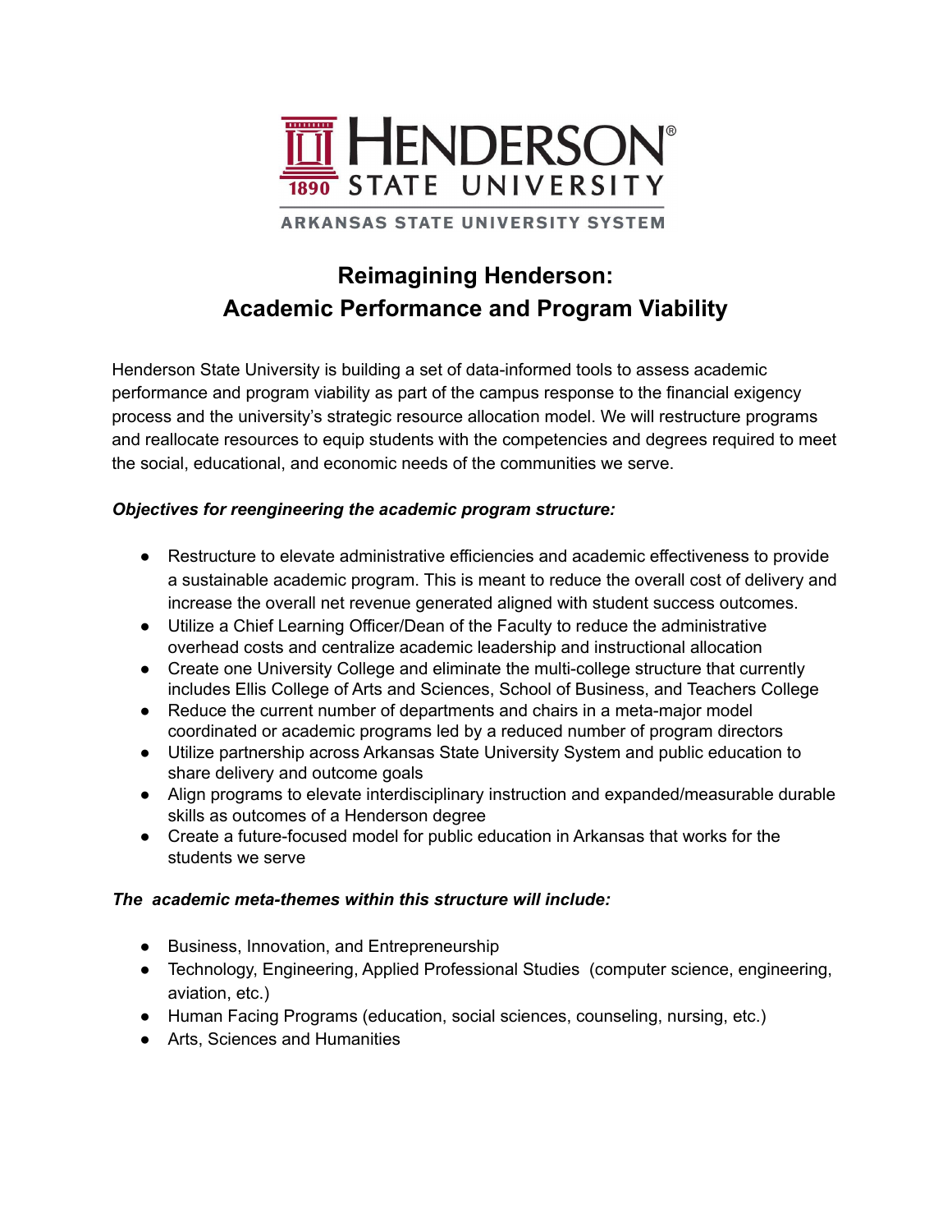HENDERSON STATE UNIVERSITY
1890

ARKANSAS STATE UNIVERSITY SYSTEM

# Reimagining Henderson: Academic Performance and Program Viability

Henderson State University is building a set of data-informed tools to assess academic performance and program viability as part of the campus response to the financial exigency process and the university's strategic resource allocation model. We will restructure programs and reallocate resources to equip students with the competencies and degrees required to meet the social, educational, and economic needs of the communities we serve.

***Objectives for reengineering the academic program structure:***

- Restructure to elevate administrative efficiencies and academic effectiveness to provide a sustainable academic program. This is meant to reduce the overall cost of delivery and increase the overall net revenue generated aligned with student success outcomes.
- Utilize a Chief Learning Officer/Dean of the Faculty to reduce the administrative overhead costs and centralize academic leadership and instructional allocation
- Create one University College and eliminate the multi-college structure that currently includes Ellis College of Arts and Sciences, School of Business, and Teachers College
- Reduce the current number of departments and chairs in a meta-major model coordinated or academic programs led by a reduced number of program directors
- Utilize partnership across Arkansas State University System and public education to share delivery and outcome goals
- Align programs to elevate interdisciplinary instruction and expanded/measurable durable skills as outcomes of a Henderson degree
- Create a future-focused model for public education in Arkansas that works for the students we serve

***The academic meta-themes within this structure will include:***

- Business, Innovation, and Entrepreneurship
- Technology, Engineering, Applied Professional Studies (computer science, engineering, aviation, etc.)
- Human Facing Programs (education, social sciences, counseling, nursing, etc.)
- Arts, Sciences and Humanities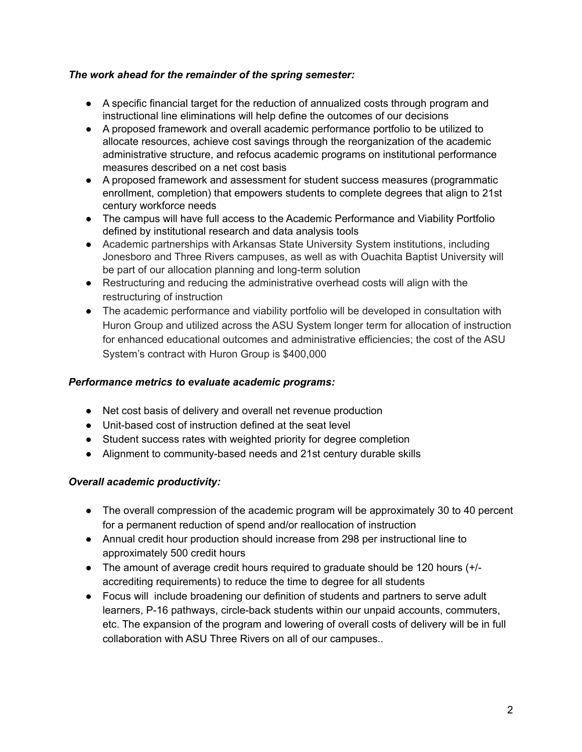***The work ahead for the remainder of the spring semester:***

- A specific financial target for the reduction of annualized costs through program and instructional line eliminations will help define the outcomes of our decisions
- A proposed framework and overall academic performance portfolio to be utilized to allocate resources, achieve cost savings through the reorganization of the academic administrative structure, and refocus academic programs on institutional performance measures described on a net cost basis
- A proposed framework and assessment for student success measures (programmatic enrollment, completion) that empowers students to complete degrees that align to 21st century workforce needs
- The campus will have full access to the Academic Performance and Viability Portfolio defined by institutional research and data analysis tools
- Academic partnerships with Arkansas State University System institutions, including Jonesboro and Three Rivers campuses, as well as with Ouachita Baptist University will be part of our allocation planning and long-term solution
- Restructuring and reducing the administrative overhead costs will align with the restructuring of instruction
- The academic performance and viability portfolio will be developed in consultation with Huron Group and utilized across the ASU System longer term for allocation of instruction for enhanced educational outcomes and administrative efficiencies; the cost of the ASU System's contract with Huron Group is $400,000

***Performance metrics to evaluate academic programs:***

- Net cost basis of delivery and overall net revenue production
- Unit-based cost of instruction defined at the seat level
- Student success rates with weighted priority for degree completion
- Alignment to community-based needs and 21st century durable skills

***Overall academic productivity:***

- The overall compression of the academic program will be approximately 30 to 40 percent for a permanent reduction of spend and/or reallocation of instruction
- Annual credit hour production should increase from 298 per instructional line to approximately 500 credit hours
- The amount of average credit hours required to graduate should be 120 hours (+/- accrediting requirements) to reduce the time to degree for all students
- Focus will include broadening our definition of students and partners to serve adult learners, P-16 pathways, circle-back students within our unpaid accounts, commuters, etc. The expansion of the program and lowering of overall costs of delivery will be in full collaboration with ASU Three Rivers on all of our campuses..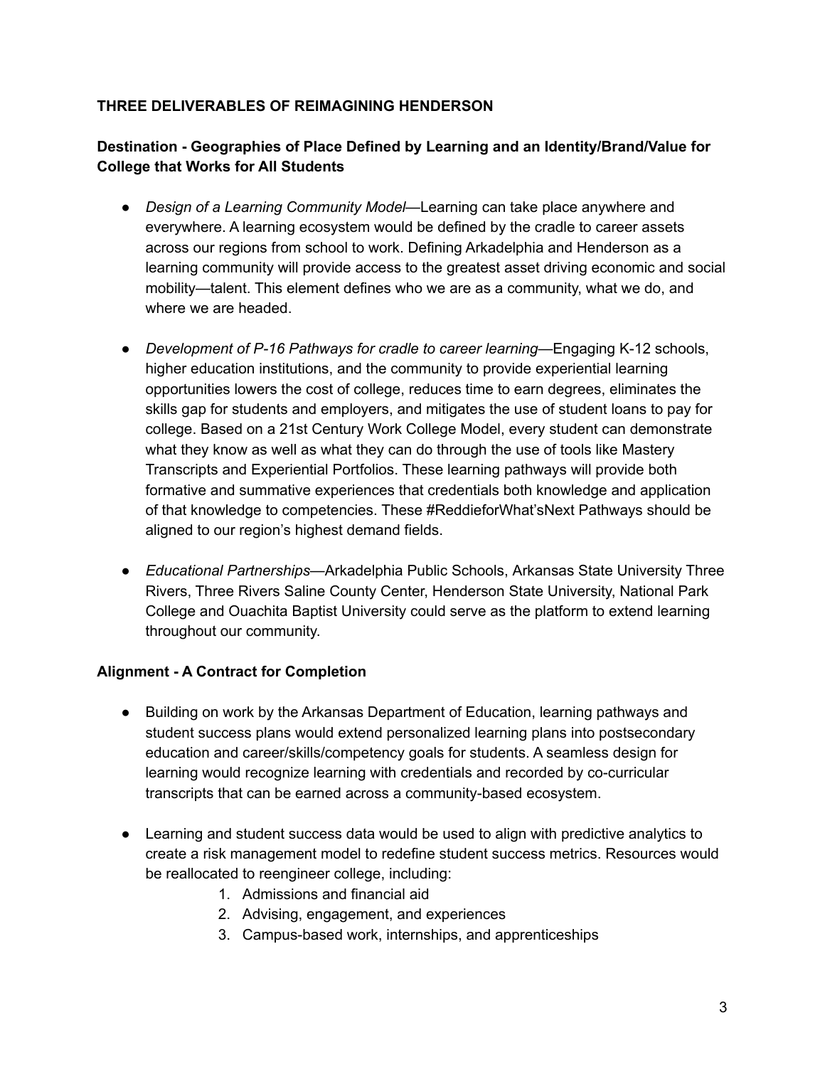**THREE DELIVERABLES OF REIMAGINING HENDERSON**

**Destination - Geographies of Place Defined by Learning and an Identity/Brand/Value for College that Works for All Students**

- *Design of a Learning Community Model*—Learning can take place anywhere and everywhere. A learning ecosystem would be defined by the cradle to career assets across our regions from school to work. Defining Arkadelphia and Henderson as a learning community will provide access to the greatest asset driving economic and social mobility—talent. This element defines who we are as a community, what we do, and where we are headed.

- *Development of P-16 Pathways for cradle to career learning*—Engaging K-12 schools, higher education institutions, and the community to provide experiential learning opportunities lowers the cost of college, reduces time to earn degrees, eliminates the skills gap for students and employers, and mitigates the use of student loans to pay for college. Based on a 21st Century Work College Model, every student can demonstrate what they know as well as what they can do through the use of tools like Mastery Transcripts and Experiential Portfolios. These learning pathways will provide both formative and summative experiences that credentials both knowledge and application of that knowledge to competencies. These #ReddieforWhat'sNext Pathways should be aligned to our region's highest demand fields.

- *Educational Partnerships*—Arkadelphia Public Schools, Arkansas State University Three Rivers, Three Rivers Saline County Center, Henderson State University, National Park College and Ouachita Baptist University could serve as the platform to extend learning throughout our community.

**Alignment - A Contract for Completion**

- Building on work by the Arkansas Department of Education, learning pathways and student success plans would extend personalized learning plans into postsecondary education and career/skills/competency goals for students. A seamless design for learning would recognize learning with credentials and recorded by co-curricular transcripts that can be earned across a community-based ecosystem.

- Learning and student success data would be used to align with predictive analytics to create a risk management model to redefine student success metrics. Resources would be reallocated to reengineer college, including:
    1. Admissions and financial aid
    2. Advising, engagement, and experiences
    3. Campus-based work, internships, and apprenticeships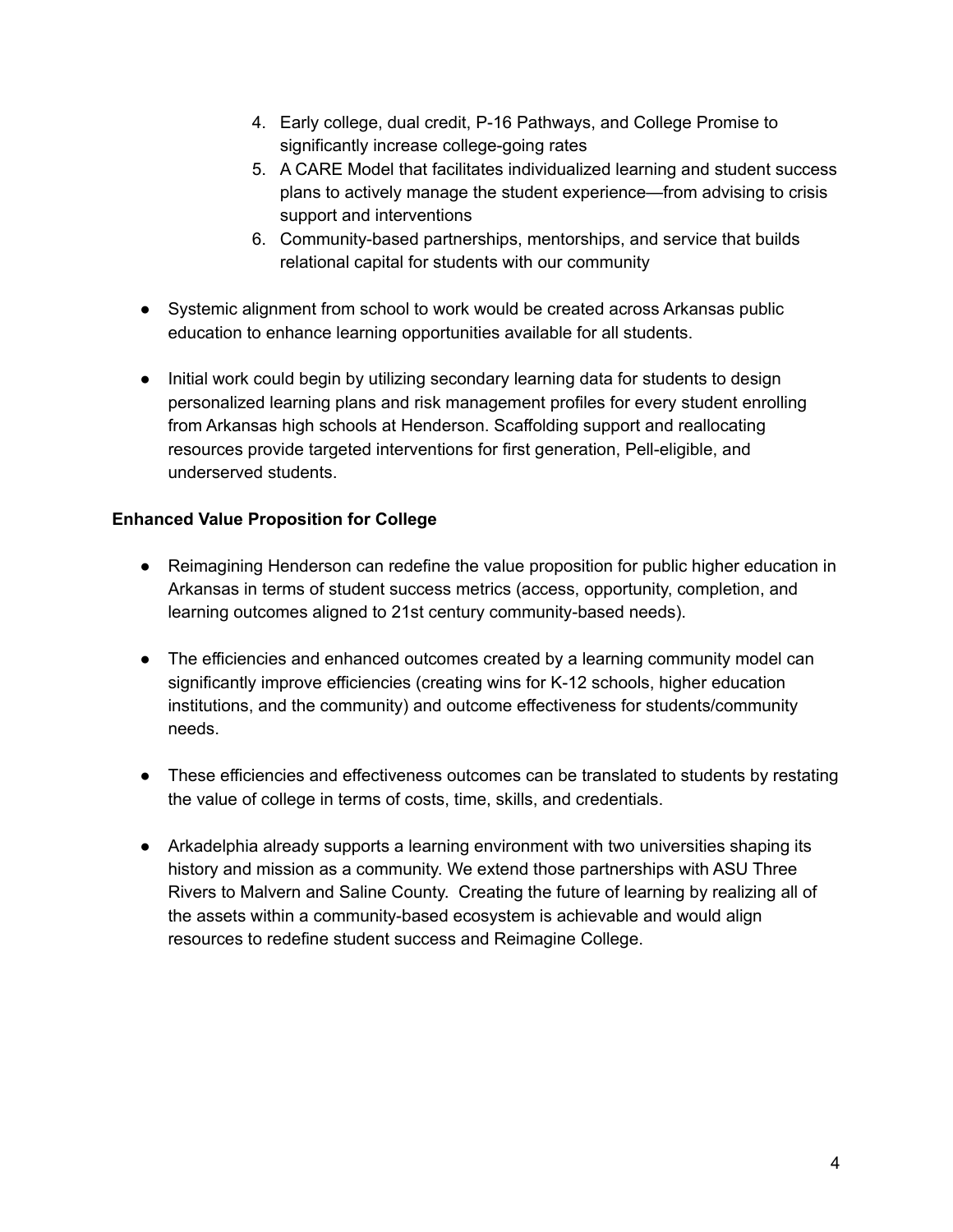4. Early college, dual credit, P-16 Pathways, and College Promise to significantly increase college-going rates
5. A CARE Model that facilitates individualized learning and student success plans to actively manage the student experience—from advising to crisis support and interventions
6. Community-based partnerships, mentorships, and service that builds relational capital for students with our community

- Systemic alignment from school to work would be created across Arkansas public education to enhance learning opportunities available for all students.

- Initial work could begin by utilizing secondary learning data for students to design personalized learning plans and risk management profiles for every student enrolling from Arkansas high schools at Henderson. Scaffolding support and reallocating resources provide targeted interventions for first generation, Pell-eligible, and underserved students.

**Enhanced Value Proposition for College**

- Reimagining Henderson can redefine the value proposition for public higher education in Arkansas in terms of student success metrics (access, opportunity, completion, and learning outcomes aligned to 21st century community-based needs).

- The efficiencies and enhanced outcomes created by a learning community model can significantly improve efficiencies (creating wins for K-12 schools, higher education institutions, and the community) and outcome effectiveness for students/community needs.

- These efficiencies and effectiveness outcomes can be translated to students by restating the value of college in terms of costs, time, skills, and credentials.

- Arkadelphia already supports a learning environment with two universities shaping its history and mission as a community. We extend those partnerships with ASU Three Rivers to Malvern and Saline County. Creating the future of learning by realizing all of the assets within a community-based ecosystem is achievable and would align resources to redefine student success and Reimagine College.